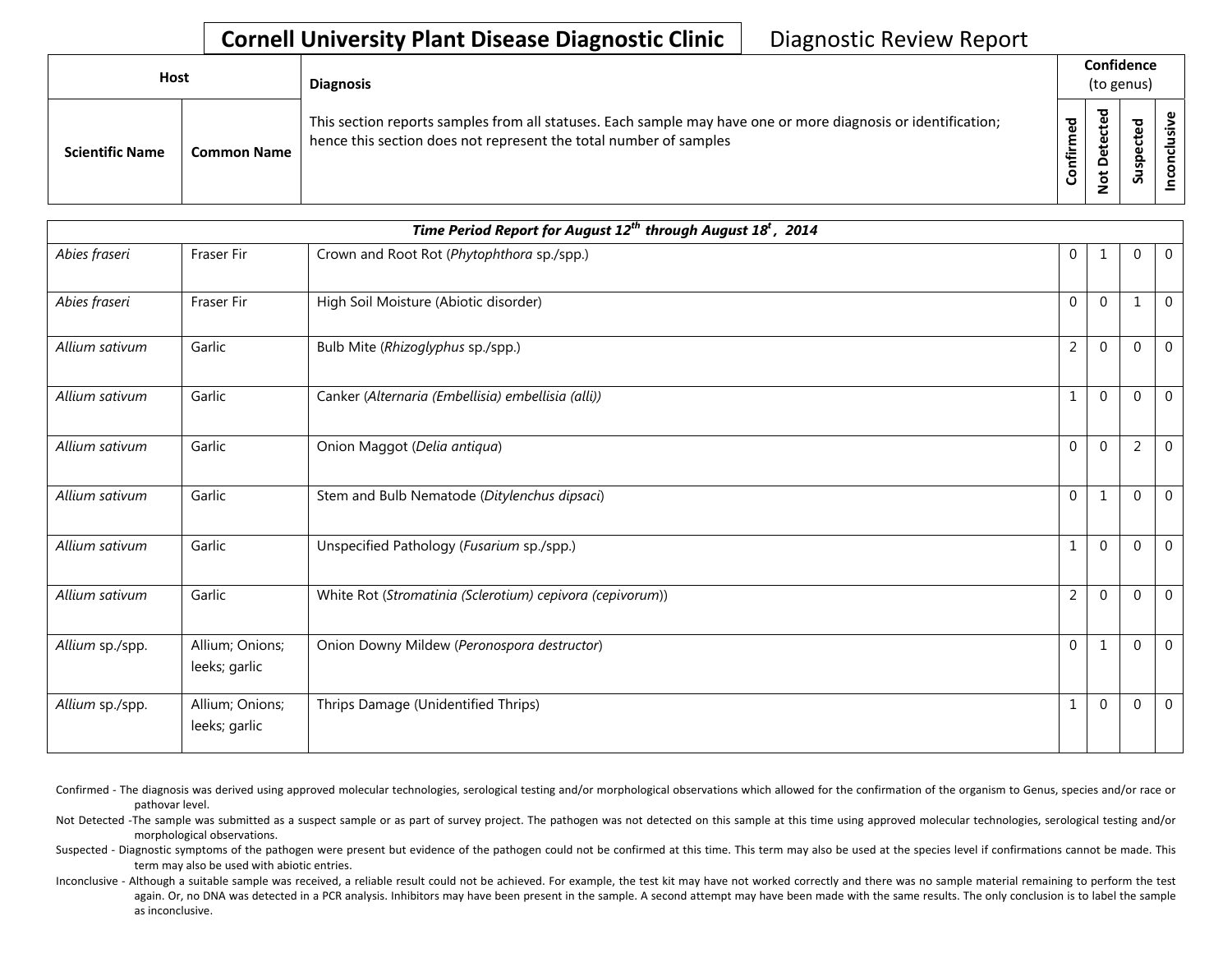# Cornell University Plant Disease Diagnostic Clinic

Diagnostic Review Report

| Host | | Diagnosis | Confidence (to genus) | | | |
|---|---|---|---|---|---|---|
| Scientific Name | Common Name | This section reports samples from all statuses. Each sample may have one or more diagnosis or identification; hence this section does not represent the total number of samples | Confirmed | Not Detected | Suspected | Inconclusive |

| *Time Period Report for August 12th through August 18t, 2014* | | | | | | |
|---|---|---|---|---|---|---|
| *Abies fraseri* | Fraser Fir | Crown and Root Rot (*Phytophthora* sp./spp.) | 0 | 1 | 0 | 0 |
| *Abies fraseri* | Fraser Fir | High Soil Moisture (Abiotic disorder) | 0 | 0 | 1 | 0 |
| *Allium sativum* | Garlic | Bulb Mite (*Rhizoglyphus* sp./spp.) | 2 | 0 | 0 | 0 |
| *Allium sativum* | Garlic | Canker (*Alternaria (Embellisia) embellisia (alli)*) | 1 | 0 | 0 | 0 |
| *Allium sativum* | Garlic | Onion Maggot (*Delia antiqua*) | 0 | 0 | 2 | 0 |
| *Allium sativum* | Garlic | Stem and Bulb Nematode (*Ditylenchus dipsaci*) | 0 | 1 | 0 | 0 |
| *Allium sativum* | Garlic | Unspecified Pathology (*Fusarium* sp./spp.) | 1 | 0 | 0 | 0 |
| *Allium sativum* | Garlic | White Rot (*Stromatinia (Sclerotium) cepivora (cepivorum)*) | 2 | 0 | 0 | 0 |
| *Allium* sp./spp. | Allium; Onions; leeks; garlic | Onion Downy Mildew (*Peronospora destructor*) | 0 | 1 | 0 | 0 |
| *Allium* sp./spp. | Allium; Onions; leeks; garlic | Thrips Damage (Unidentified Thrips) | 1 | 0 | 0 | 0 |

Confirmed - The diagnosis was derived using approved molecular technologies, serological testing and/or morphological observations which allowed for the confirmation of the organism to Genus, species and/or race or pathovar level.

Not Detected -The sample was submitted as a suspect sample or as part of survey project. The pathogen was not detected on this sample at this time using approved molecular technologies, serological testing and/or morphological observations.

Suspected - Diagnostic symptoms of the pathogen were present but evidence of the pathogen could not be confirmed at this time. This term may also be used at the species level if confirmations cannot be made. This term may also be used with abiotic entries.

Inconclusive - Although a suitable sample was received, a reliable result could not be achieved. For example, the test kit may have not worked correctly and there was no sample material remaining to perform the test again. Or, no DNA was detected in a PCR analysis. Inhibitors may have been present in the sample. A second attempt may have been made with the same results. The only conclusion is to label the sample as inconclusive.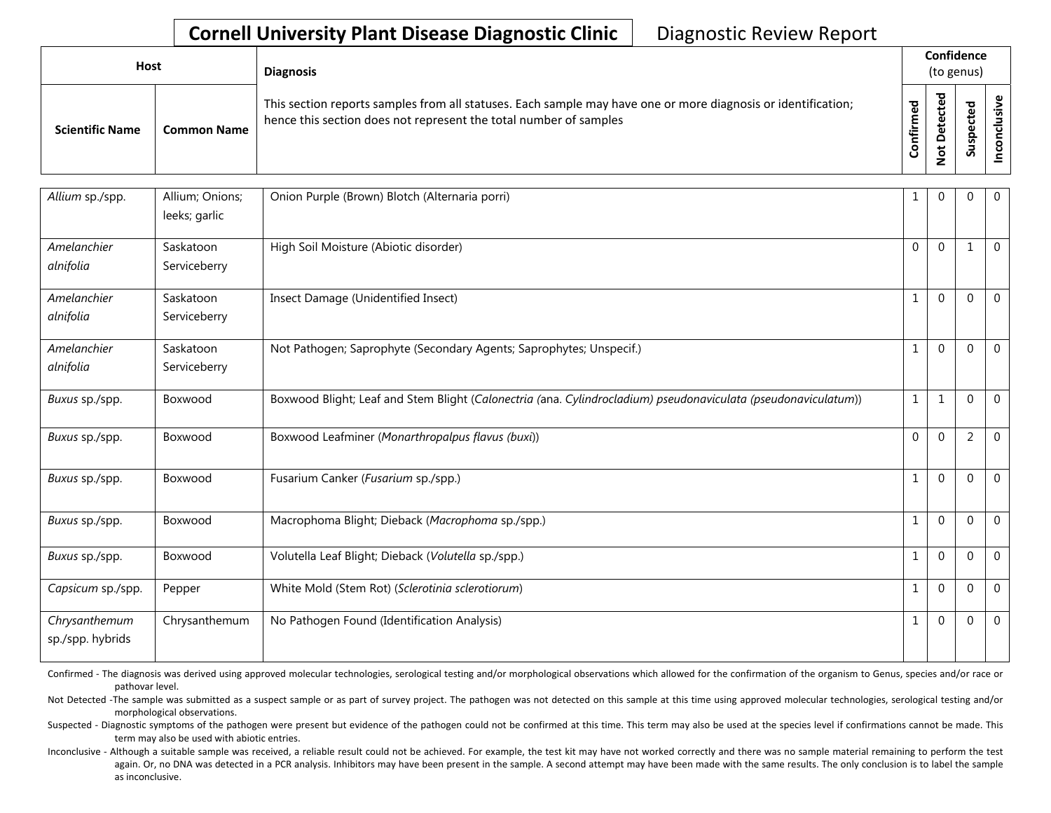# Cornell University Plant Disease Diagnostic Clinic

Diagnostic Review Report

| Host | | Diagnosis | Confidence (to genus) | | | |
|---|---|---|---|---|---|---|
| Scientific Name | Common Name | This section reports samples from all statuses. Each sample may have one or more diagnosis or identification; hence this section does not represent the total number of samples | Confirmed | Not Detected | Suspected | Inconclusive |
| *Allium* sp./spp. | Allium; Onions; leeks; garlic | Onion Purple (Brown) Blotch (Alternaria porri) | 1 | 0 | 0 | 0 |
| *Amelanchier alnifolia* | Saskatoon Serviceberry | High Soil Moisture (Abiotic disorder) | 0 | 0 | 1 | 0 |
| *Amelanchier alnifolia* | Saskatoon Serviceberry | Insect Damage (Unidentified Insect) | 1 | 0 | 0 | 0 |
| *Amelanchier alnifolia* | Saskatoon Serviceberry | Not Pathogen; Saprophyte (Secondary Agents; Saprophytes; Unspecif.) | 1 | 0 | 0 | 0 |
| *Buxus* sp./spp. | Boxwood | Boxwood Blight; Leaf and Stem Blight (*Calonectria (*ana. *Cylindrocladium) pseudonaviculata (pseudonaviculatum)*) | 1 | 1 | 0 | 0 |
| *Buxus* sp./spp. | Boxwood | Boxwood Leafminer (*Monarthropalpus flavus (buxi)*) | 0 | 0 | 2 | 0 |
| *Buxus* sp./spp. | Boxwood | Fusarium Canker (*Fusarium* sp./spp.) | 1 | 0 | 0 | 0 |
| *Buxus* sp./spp. | Boxwood | Macrophoma Blight; Dieback (*Macrophoma* sp./spp.) | 1 | 0 | 0 | 0 |
| *Buxus* sp./spp. | Boxwood | Volutella Leaf Blight; Dieback (*Volutella* sp./spp.) | 1 | 0 | 0 | 0 |
| *Capsicum* sp./spp. | Pepper | White Mold (Stem Rot) (*Sclerotinia sclerotiorum*) | 1 | 0 | 0 | 0 |
| *Chrysanthemum* sp./spp. hybrids | Chrysanthemum | No Pathogen Found (Identification Analysis) | 1 | 0 | 0 | 0 |

Confirmed - The diagnosis was derived using approved molecular technologies, serological testing and/or morphological observations which allowed for the confirmation of the organism to Genus, species and/or race or pathovar level.

Not Detected -The sample was submitted as a suspect sample or as part of survey project. The pathogen was not detected on this sample at this time using approved molecular technologies, serological testing and/or morphological observations.

Suspected - Diagnostic symptoms of the pathogen were present but evidence of the pathogen could not be confirmed at this time. This term may also be used at the species level if confirmations cannot be made. This term may also be used with abiotic entries.

Inconclusive - Although a suitable sample was received, a reliable result could not be achieved. For example, the test kit may have not worked correctly and there was no sample material remaining to perform the test again. Or, no DNA was detected in a PCR analysis. Inhibitors may have been present in the sample. A second attempt may have been made with the same results. The only conclusion is to label the sample as inconclusive.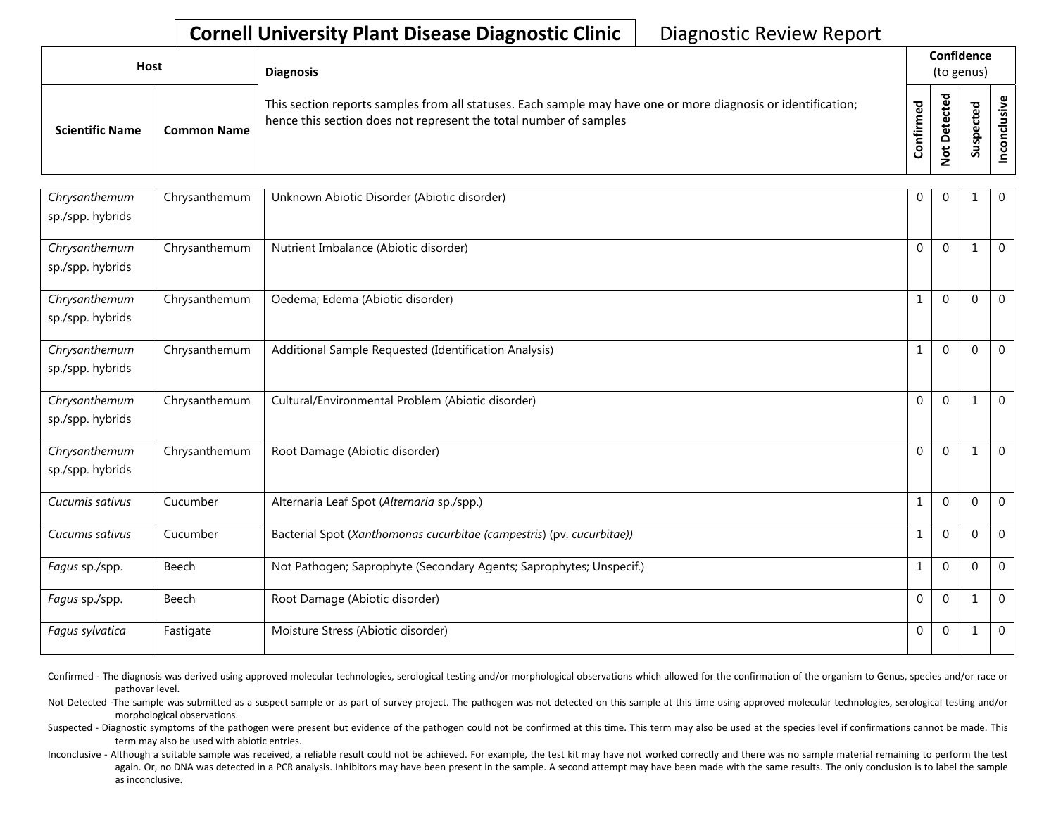# Cornell University Plant Disease Diagnostic Clinic

Diagnostic Review Report

| Host | | Diagnosis | Confidence (to genus) | | | |
|---|---|---|---|---|---|---|
| Scientific Name | Common Name | This section reports samples from all statuses. Each sample may have one or more diagnosis or identification; hence this section does not represent the total number of samples | Confirmed | Not Detected | Suspected | Inconclusive |
| *Chrysanthemum* sp./spp. hybrids | Chrysanthemum | Unknown Abiotic Disorder (Abiotic disorder) | 0 | 0 | 1 | 0 |
| *Chrysanthemum* sp./spp. hybrids | Chrysanthemum | Nutrient Imbalance (Abiotic disorder) | 0 | 0 | 1 | 0 |
| *Chrysanthemum* sp./spp. hybrids | Chrysanthemum | Oedema; Edema (Abiotic disorder) | 1 | 0 | 0 | 0 |
| *Chrysanthemum* sp./spp. hybrids | Chrysanthemum | Additional Sample Requested (Identification Analysis) | 1 | 0 | 0 | 0 |
| *Chrysanthemum* sp./spp. hybrids | Chrysanthemum | Cultural/Environmental Problem (Abiotic disorder) | 0 | 0 | 1 | 0 |
| *Chrysanthemum* sp./spp. hybrids | Chrysanthemum | Root Damage (Abiotic disorder) | 0 | 0 | 1 | 0 |
| *Cucumis sativus* | Cucumber | Alternaria Leaf Spot (*Alternaria* sp./spp.) | 1 | 0 | 0 | 0 |
| *Cucumis sativus* | Cucumber | Bacterial Spot (*Xanthomonas cucurbitae (campestris*) (pv. *cucurbitae))* | 1 | 0 | 0 | 0 |
| *Fagus* sp./spp. | Beech | Not Pathogen; Saprophyte (Secondary Agents; Saprophytes; Unspecif.) | 1 | 0 | 0 | 0 |
| *Fagus* sp./spp. | Beech | Root Damage (Abiotic disorder) | 0 | 0 | 1 | 0 |
| *Fagus sylvatica* | Fastigate | Moisture Stress (Abiotic disorder) | 0 | 0 | 1 | 0 |

Confirmed - The diagnosis was derived using approved molecular technologies, serological testing and/or morphological observations which allowed for the confirmation of the organism to Genus, species and/or race or pathovar level.

Not Detected -The sample was submitted as a suspect sample or as part of survey project. The pathogen was not detected on this sample at this time using approved molecular technologies, serological testing and/or morphological observations.

Suspected - Diagnostic symptoms of the pathogen were present but evidence of the pathogen could not be confirmed at this time. This term may also be used at the species level if confirmations cannot be made. This term may also be used with abiotic entries.

Inconclusive - Although a suitable sample was received, a reliable result could not be achieved. For example, the test kit may have not worked correctly and there was no sample material remaining to perform the test again. Or, no DNA was detected in a PCR analysis. Inhibitors may have been present in the sample. A second attempt may have been made with the same results. The only conclusion is to label the sample as inconclusive.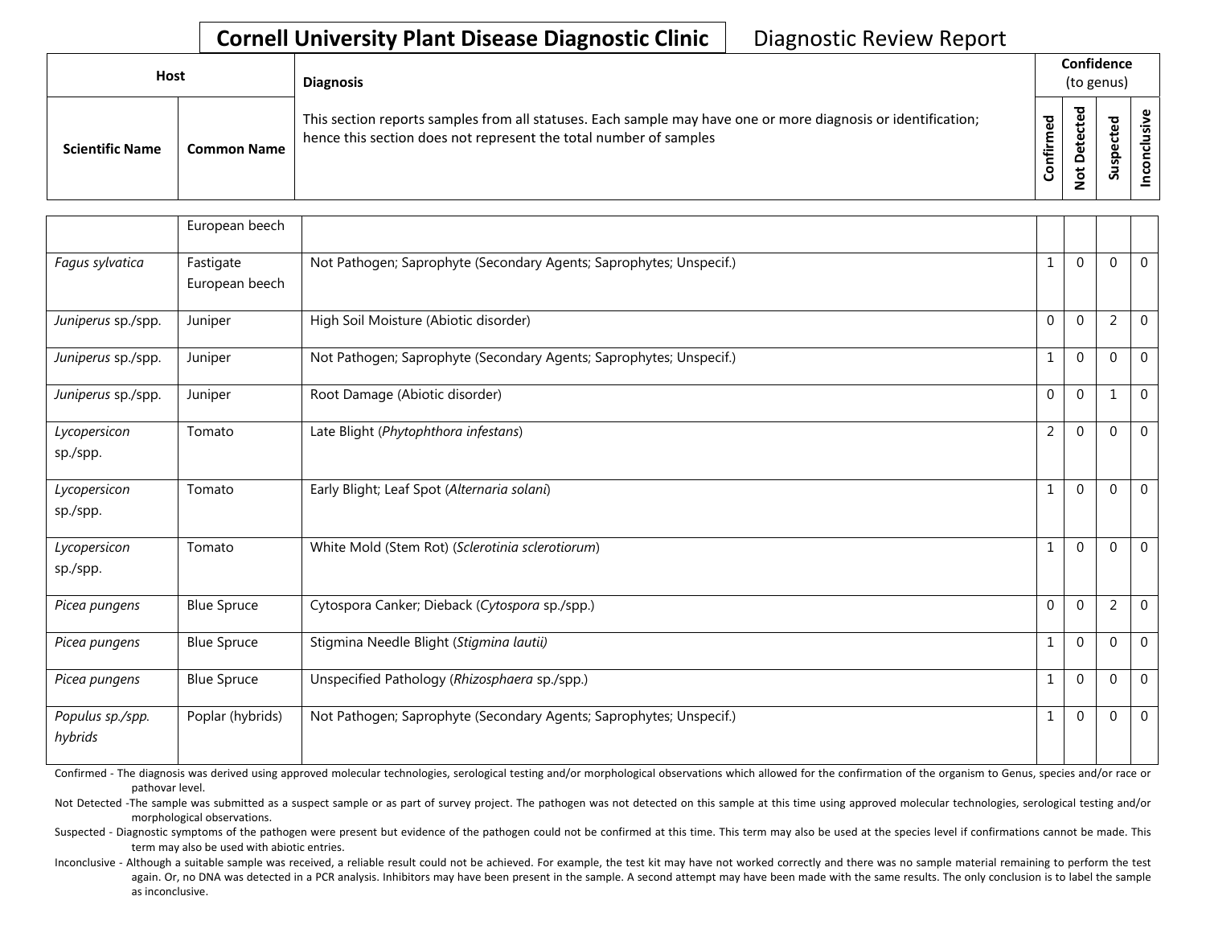**Cornell University Plant Disease Diagnostic Clinic** Diagnostic Review Report

| Host | | Diagnosis | Confidence (to genus) | | | |
|---|---|---|---|---|---|---|
| Scientific Name | Common Name | This section reports samples from all statuses. Each sample may have one or more diagnosis or identification; hence this section does not represent the total number of samples | Confirmed | Not Detected | Suspected | Inconclusive |
| | European beech | | | | | |
| *Fagus sylvatica* | Fastigate European beech | Not Pathogen; Saprophyte (Secondary Agents; Saprophytes; Unspecif.) | 1 | 0 | 0 | 0 |
| *Juniperus* sp./spp. | Juniper | High Soil Moisture (Abiotic disorder) | 0 | 0 | 2 | 0 |
| *Juniperus* sp./spp. | Juniper | Not Pathogen; Saprophyte (Secondary Agents; Saprophytes; Unspecif.) | 1 | 0 | 0 | 0 |
| *Juniperus* sp./spp. | Juniper | Root Damage (Abiotic disorder) | 0 | 0 | 1 | 0 |
| *Lycopersicon* sp./spp. | Tomato | Late Blight (*Phytophthora infestans*) | 2 | 0 | 0 | 0 |
| *Lycopersicon* sp./spp. | Tomato | Early Blight; Leaf Spot (*Alternaria solani*) | 1 | 0 | 0 | 0 |
| *Lycopersicon* sp./spp. | Tomato | White Mold (Stem Rot) (*Sclerotinia sclerotiorum*) | 1 | 0 | 0 | 0 |
| *Picea pungens* | Blue Spruce | Cytospora Canker; Dieback (*Cytospora* sp./spp.) | 0 | 0 | 2 | 0 |
| *Picea pungens* | Blue Spruce | Stigmina Needle Blight (*Stigmina lautii*) | 1 | 0 | 0 | 0 |
| *Picea pungens* | Blue Spruce | Unspecified Pathology (*Rhizosphaera* sp./spp.) | 1 | 0 | 0 | 0 |
| *Populus sp./spp. hybrids* | Poplar (hybrids) | Not Pathogen; Saprophyte (Secondary Agents; Saprophytes; Unspecif.) | 1 | 0 | 0 | 0 |

Confirmed - The diagnosis was derived using approved molecular technologies, serological testing and/or morphological observations which allowed for the confirmation of the organism to Genus, species and/or race or pathovar level.

Not Detected -The sample was submitted as a suspect sample or as part of survey project. The pathogen was not detected on this sample at this time using approved molecular technologies, serological testing and/or morphological observations.

Suspected - Diagnostic symptoms of the pathogen were present but evidence of the pathogen could not be confirmed at this time. This term may also be used at the species level if confirmations cannot be made. This term may also be used with abiotic entries.

Inconclusive - Although a suitable sample was received, a reliable result could not be achieved. For example, the test kit may have not worked correctly and there was no sample material remaining to perform the test again. Or, no DNA was detected in a PCR analysis. Inhibitors may have been present in the sample. A second attempt may have been made with the same results. The only conclusion is to label the sample as inconclusive.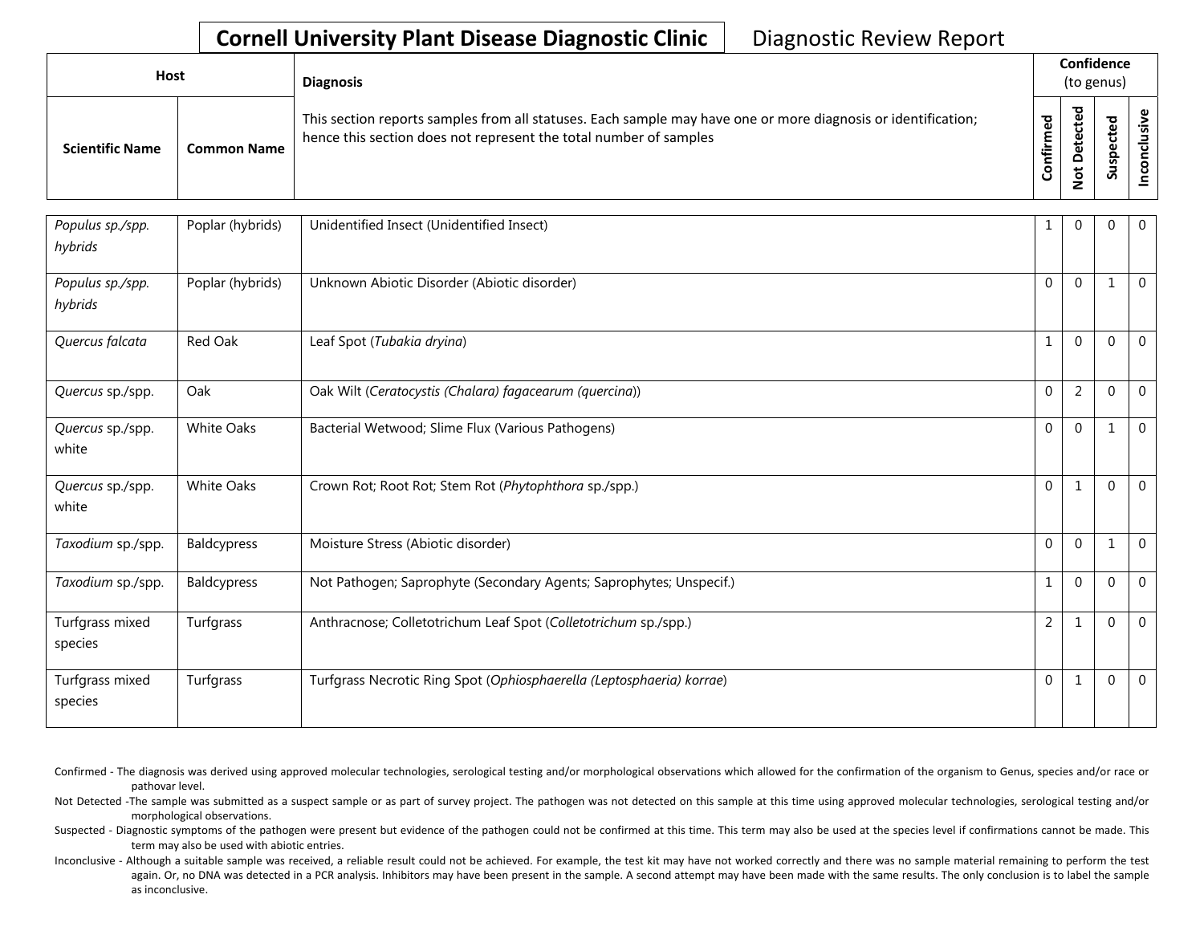# Cornell University Plant Disease Diagnostic Clinic — Diagnostic Review Report

| Host | | Diagnosis | Confidence (to genus) | | | |
|---|---|---|---|---|---|---|
| Scientific Name | Common Name | This section reports samples from all statuses. Each sample may have one or more diagnosis or identification; hence this section does not represent the total number of samples | Confirmed | Not Detected | Suspected | Inconclusive |
| *Populus* sp./spp. hybrids | Poplar (hybrids) | Unidentified Insect (Unidentified Insect) | 1 | 0 | 0 | 0 |
| *Populus* sp./spp. hybrids | Poplar (hybrids) | Unknown Abiotic Disorder (Abiotic disorder) | 0 | 0 | 1 | 0 |
| *Quercus falcata* | Red Oak | Leaf Spot (*Tubakia dryina*) | 1 | 0 | 0 | 0 |
| *Quercus* sp./spp. | Oak | Oak Wilt (*Ceratocystis (Chalara) fagacearum (quercina)*) | 0 | 2 | 0 | 0 |
| *Quercus* sp./spp. white | White Oaks | Bacterial Wetwood; Slime Flux (Various Pathogens) | 0 | 0 | 1 | 0 |
| *Quercus* sp./spp. white | White Oaks | Crown Rot; Root Rot; Stem Rot (*Phytophthora* sp./spp.) | 0 | 1 | 0 | 0 |
| *Taxodium* sp./spp. | Baldcypress | Moisture Stress (Abiotic disorder) | 0 | 0 | 1 | 0 |
| *Taxodium* sp./spp. | Baldcypress | Not Pathogen; Saprophyte (Secondary Agents; Saprophytes; Unspecif.) | 1 | 0 | 0 | 0 |
| Turfgrass mixed species | Turfgrass | Anthracnose; Colletotrichum Leaf Spot (*Colletotrichum* sp./spp.) | 2 | 1 | 0 | 0 |
| Turfgrass mixed species | Turfgrass | Turfgrass Necrotic Ring Spot (*Ophiosphaerella (Leptosphaeria) korrae*) | 0 | 1 | 0 | 0 |

Confirmed - The diagnosis was derived using approved molecular technologies, serological testing and/or morphological observations which allowed for the confirmation of the organism to Genus, species and/or race or pathovar level.

Not Detected -The sample was submitted as a suspect sample or as part of survey project. The pathogen was not detected on this sample at this time using approved molecular technologies, serological testing and/or morphological observations.

Suspected - Diagnostic symptoms of the pathogen were present but evidence of the pathogen could not be confirmed at this time. This term may also be used at the species level if confirmations cannot be made. This term may also be used with abiotic entries.

Inconclusive - Although a suitable sample was received, a reliable result could not be achieved. For example, the test kit may have not worked correctly and there was no sample material remaining to perform the test again. Or, no DNA was detected in a PCR analysis. Inhibitors may have been present in the sample. A second attempt may have been made with the same results. The only conclusion is to label the sample as inconclusive.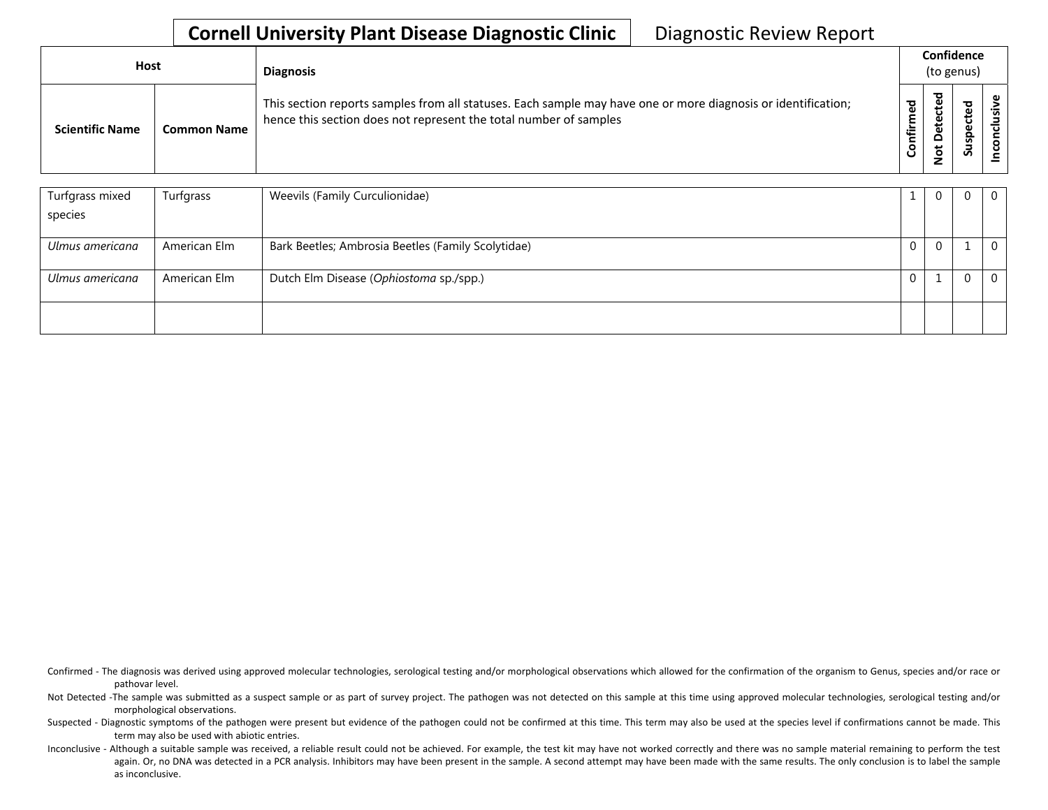**Cornell University Plant Disease Diagnostic Clinic** Diagnostic Review Report

| Host | | Diagnosis | Confidence (to genus) | | | |
|---|---|---|---|---|---|---|
| Scientific Name | Common Name | This section reports samples from all statuses. Each sample may have one or more diagnosis or identification; hence this section does not represent the total number of samples | Confirmed | Not Detected | Suspected | Inconclusive |
| Turfgrass mixed species | Turfgrass | Weevils (Family Curculionidae) | 1 | 0 | 0 | 0 |
| *Ulmus americana* | American Elm | Bark Beetles; Ambrosia Beetles (Family Scolytidae) | 0 | 0 | 1 | 0 |
| *Ulmus americana* | American Elm | Dutch Elm Disease (*Ophiostoma* sp./spp.) | 0 | 1 | 0 | 0 |
| | | | | | | |

Confirmed - The diagnosis was derived using approved molecular technologies, serological testing and/or morphological observations which allowed for the confirmation of the organism to Genus, species and/or race or pathovar level.

Not Detected -The sample was submitted as a suspect sample or as part of survey project. The pathogen was not detected on this sample at this time using approved molecular technologies, serological testing and/or morphological observations.

Suspected - Diagnostic symptoms of the pathogen were present but evidence of the pathogen could not be confirmed at this time. This term may also be used at the species level if confirmations cannot be made. This term may also be used with abiotic entries.

Inconclusive - Although a suitable sample was received, a reliable result could not be achieved. For example, the test kit may have not worked correctly and there was no sample material remaining to perform the test again. Or, no DNA was detected in a PCR analysis. Inhibitors may have been present in the sample. A second attempt may have been made with the same results. The only conclusion is to label the sample as inconclusive.